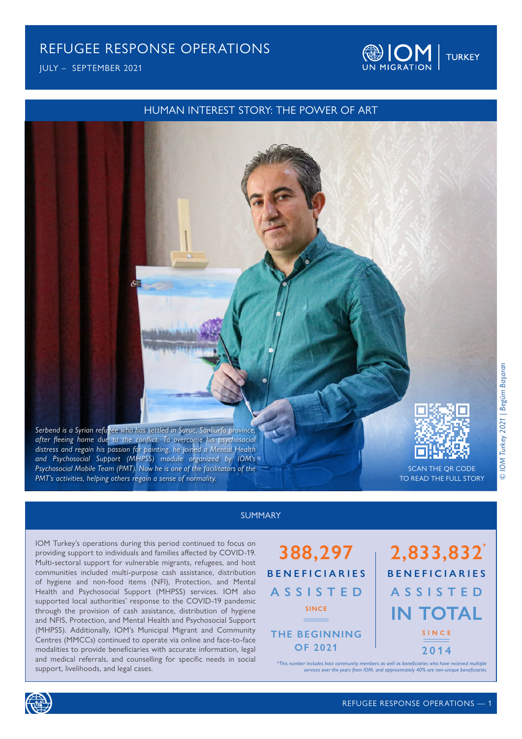# REFUGEE RESPONSE OPERATIONS

JULY – SEPTEMBER 2021

IOM UN MIGRATION | TURKEY

## HUMAN INTEREST STORY: THE POWER OF ART

*Serbend is a Syrian refugee who has settled in Suruc, Sanliurfa province, after fleeing home due to the conflict. To overcome his psychosocial distress and regain his passion for painting, he joined a Mental Health and Psychosocial Support (MHPSS) module organized by IOM's Psychosocial Mobile Team (PMT). Now he is one of the facilitators of the PMT's activities, helping others regain a sense of normality.*

SCAN THE QR CODE TO READ THE FULL STORY

*© IOM Turkey 2021 | Begüm Başaran*

## SUMMARY

IOM Turkey's operations during this period continued to focus on providing support to individuals and families affected by COVID-19. Multi-sectoral support for vulnerable migrants, refugees, and host communities included multi-purpose cash assistance, distribution of hygiene and non-food items (NFI), Protection, and Mental Health and Psychosocial Support (MHPSS) services. IOM also supported local authorities' response to the COVID-19 pandemic through the provision of cash assistance, distribution of hygiene and NFIS, Protection, and Mental Health and Psychosocial Support (MHPSS). Additionally, IOM's Municipal Migrant and Community Centres (MMCCs) continued to operate via online and face-to-face modalities to provide beneficiaries with accurate information, legal and medical referrals, and counselling for specific needs in social support, livelihoods, and legal cases.

**388,297** BENEFICIARIES ASSISTED SINCE THE BEGINNING OF 2021

**2,833,832*** BENEFICIARIES ASSISTED IN TOTAL SINCE 2014

*\*This number includes host community members as well as beneficiaries who have received multiple services over the years from IOM, and approximately 40% are non-unique beneficiaries*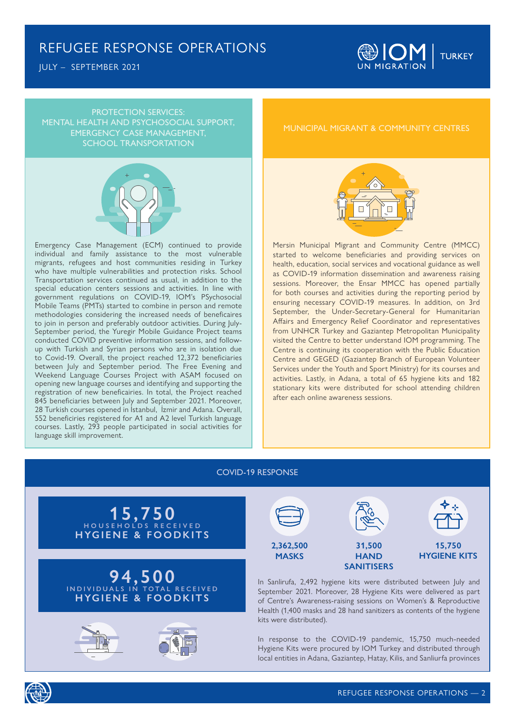# REFUGEE RESPONSE OPERATIONS

JULY – SEPTEMBER 2021

## PROTECTION SERVICES: MENTAL HEALTH AND PSYCHOSOCIAL SUPPORT, EMERGENCY CASE MANAGEMENT, SCHOOL TRANSPORTATION

Emergency Case Management (ECM) continued to provide individual and family assistance to the most vulnerable migrants, refugees and host communities residing in Turkey who have multiple vulnerabilities and protection risks. School Transportation services continued as usual, in addition to the special education centers sessions and activities. In line with government regulations on COVID-19, IOM's PSychosocial Mobile Teams (PMTs) started to combine in person and remote methodologies considering the increased needs of beneficaires to join in person and preferably outdoor activities. During July-September period, the Yuregir Mobile Guidance Project teams conducted COVID preventive information sessions, and follow-up with Turkish and Syrian persons who are in isolation due to Covid-19. Overall, the project reached 12,372 beneficiaries between July and September period. The Free Evening and Weekend Language Courses Project with ASAM focused on opening new language courses and identifying and supporting the registration of new beneficairies. In total, the Project reached 845 beneficiaries between July and September 2021. Moreover, 28 Turkish courses opened in İstanbul, İzmir and Adana. Overall, 552 beneficiries registered for A1 and A2 level Turkish language courses. Lastly, 293 people participated in social activities for language skill improvement.

## MUNICIPAL MIGRANT & COMMUNITY CENTRES

Mersin Municipal Migrant and Community Centre (MMCC) started to welcome beneficiaries and providing services on health, education, social services and vocational guidance as well as COVID-19 information dissemination and awareness raising sessions. Moreover, the Ensar MMCC has opened partially for both courses and activities during the reporting period by ensuring necessary COVID-19 measures. In addition, on 3rd September, the Under-Secretary-General for Humanitarian Affairs and Emergency Relief Coordinator and representatives from UNHCR Turkey and Gaziantep Metropolitan Municipality visited the Centre to better understand IOM programming. The Centre is continuing its cooperation with the Public Education Centre and GEGED (Gaziantep Branch of European Volunteer Services under the Youth and Sport Ministry) for its courses and activities. Lastly, in Adana, a total of 65 hygiene kits and 182 stationary kits were distributed for school attending children after each online awareness sessions.

## COVID-19 RESPONSE

**15,750** HOUSEHOLDS RECEIVED **HYGIENE & FOODKITS**

**94,500** INDIVIDUALS IN TOTAL RECEIVED **HYGIENE & FOODKITS**

**2,362,500 MASKS**

**31,500 HAND SANITISERS**

**15,750 HYGIENE KITS**

In Sanlirufa, 2,492 hygiene kits were distributed between July and September 2021. Moreover, 28 Hygiene Kits were delivered as part of Centre's Awareness-raising sessions on Women's & Reproductive Health (1,400 masks and 28 hand sanitizers as contents of the hygiene kits were distributed).

In response to the COVID-19 pandemic, 15,750 much-needed Hygiene Kits were procured by IOM Turkey and distributed through local entities in Adana, Gaziantep, Hatay, Kilis, and Sanliurfa provinces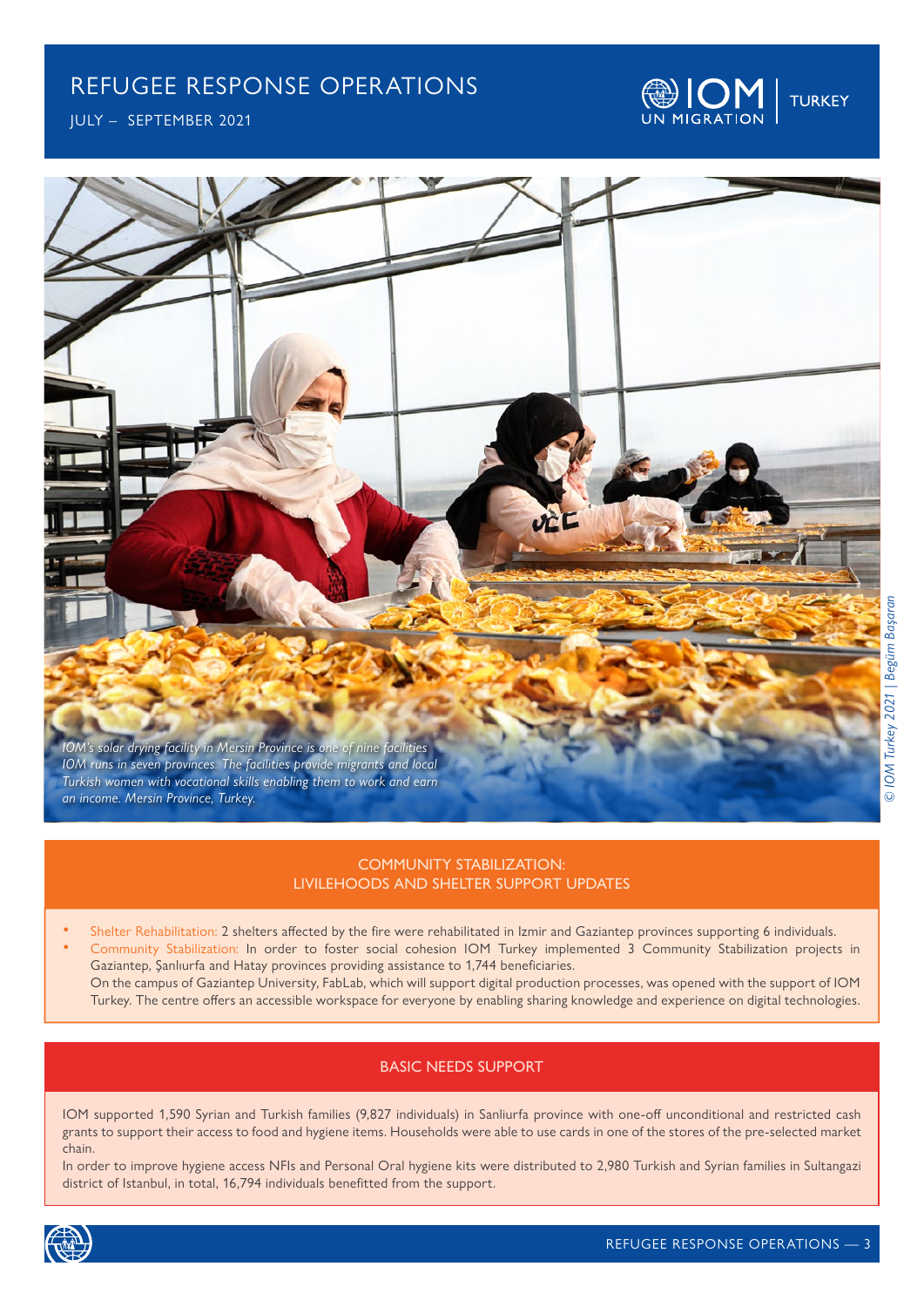# REFUGEE RESPONSE OPERATIONS

JULY – SEPTEMBER 2021

*IOM's solar drying facility in Mersin Province is one of nine facilities IOM runs in seven provinces. The facilities provide migrants and local Turkish women with vocational skills enabling them to work and earn an income. Mersin Province, Turkey.*

*© IOM Turkey 2021 | Begüm Başaran*

## COMMUNITY STABILIZATION: LIVILEHOODS AND SHELTER SUPPORT UPDATES

- Shelter Rehabilitation: 2 shelters affected by the fire were rehabilitated in Izmir and Gaziantep provinces supporting 6 individuals.
- Community Stabilization: In order to foster social cohesion IOM Turkey implemented 3 Community Stabilization projects in Gaziantep, Şanlıurfa and Hatay provinces providing assistance to 1,744 beneficiaries.
  On the campus of Gaziantep University, FabLab, which will support digital production processes, was opened with the support of IOM Turkey. The centre offers an accessible workspace for everyone by enabling sharing knowledge and experience on digital technologies.

## BASIC NEEDS SUPPORT

IOM supported 1,590 Syrian and Turkish families (9,827 individuals) in Sanliurfa province with one-off unconditional and restricted cash grants to support their access to food and hygiene items. Households were able to use cards in one of the stores of the pre-selected market chain.

In order to improve hygiene access NFIs and Personal Oral hygiene kits were distributed to 2,980 Turkish and Syrian families in Sultangazi district of Istanbul, in total, 16,794 individuals benefitted from the support.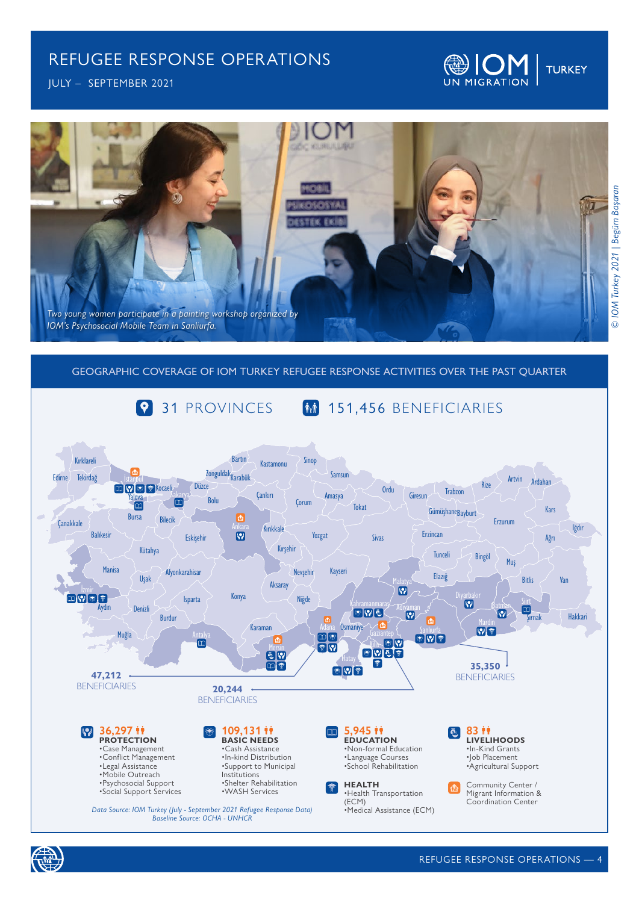# REFUGEE RESPONSE OPERATIONS

JULY – SEPTEMBER 2021

IOM UN MIGRATION | TURKEY

*Two young women participate in a painting workshop organized by IOM's Psychosocial Mobile Team in Sanliurfa.*

*© IOM Turkey 2021 | Begüm Başaran*

## GEOGRAPHIC COVERAGE OF IOM TURKEY REFUGEE RESPONSE ACTIVITIES OVER THE PAST QUARTER

31 PROVINCES

151,456 BENEFICIARIES

47,212 BENEFICIARIES

20,244 BENEFICIARIES

35,350 BENEFICIARIES

**36,297 PROTECTION**
- Case Management
- Conflict Management
- Legal Assistance
- Mobile Outreach
- Psychosocial Support
- Social Support Services

**109,131 BASIC NEEDS**
- Cash Assistance
- In-kind Distribution
- Support to Municipal Institutions
- Shelter Rehabilitation
- WASH Services

**5,945 EDUCATION**
- Non-formal Education
- Language Courses
- School Rehabilitation

**HEALTH**
- Health Transportation (ECM)
- Medical Assistance (ECM)

**83 LIVELIHOODS**
- In-Kind Grants
- Job Placement
- Agricultural Support

Community Center / Migrant Information & Coordination Center

*Data Source: IOM Turkey (July - September 2021 Refugee Response Data)*
*Baseline Source: OCHA - UNHCR*